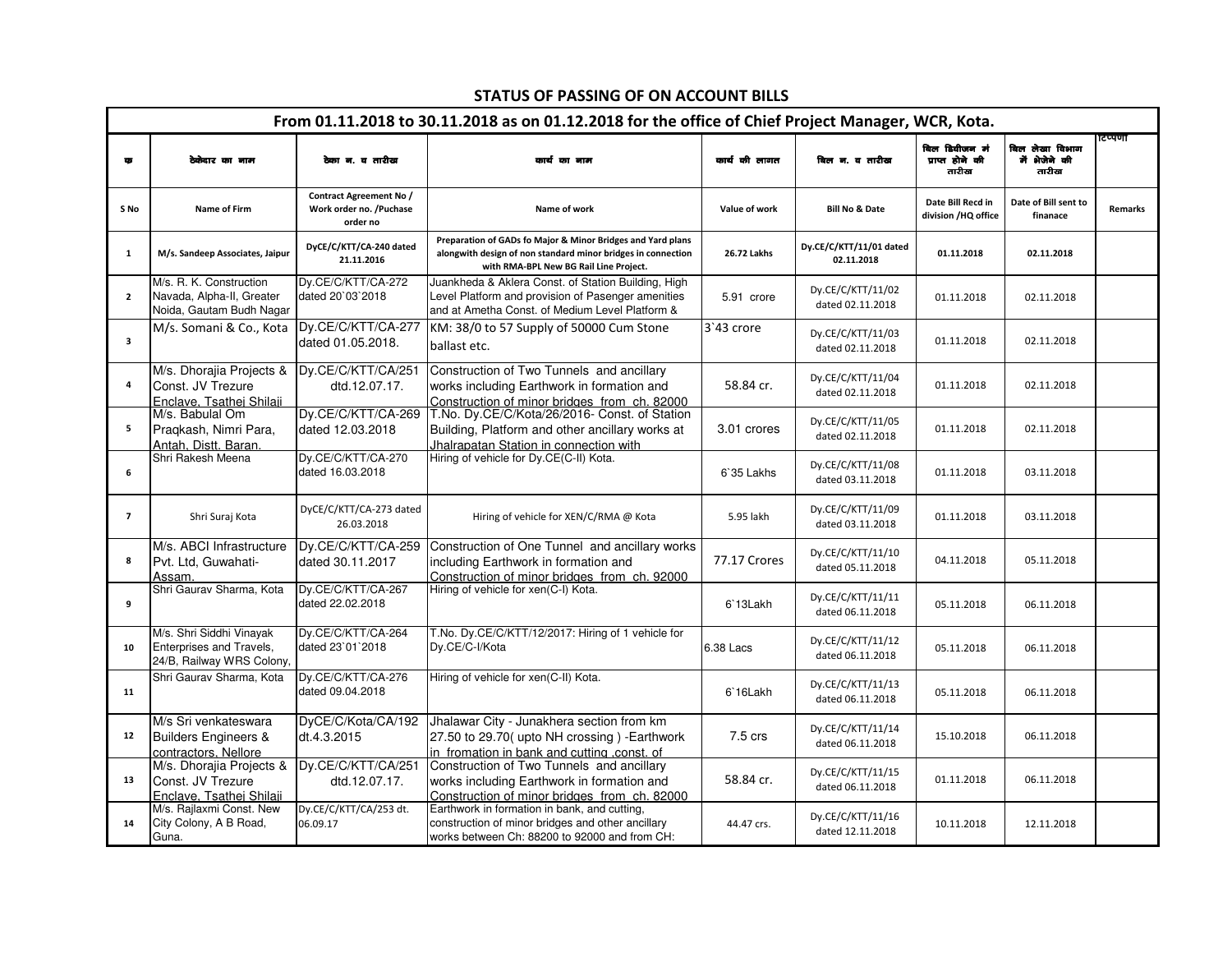## STATUS OF PASSING OF ON ACCOUNT BILLS

### From 01.11.2018 to 30.11.2018 as on 01.12.2018 for the office of Chief Project Manager, WCR, Kota.

| क्र | ठेकेदार का नाम | ठेका न. व तारीख | कार्य का नाम | कार्य की लागत | बिल न. व तारीख | बिल डिवीजन मे प्राप्त होने की तारीख | बिल लेखा विभाग में भेजेने की तारीख | टिप्पणी |
|---|---|---|---|---|---|---|---|---|
| S No | Name of Firm | Contract Agreement No / Work order no. /Puchase order no | Name of work | Value of work | Bill No & Date | Date Bill Recd in division /HQ office | Date of Bill sent to finanace | Remarks |
| 1 | M/s. Sandeep Associates, Jaipur | DyCE/C/KTT/CA-240 dated 21.11.2016 | Preparation of GADs fo Major & Minor Bridges and Yard plans alongwith design of non standard minor bridges in connection with RMA-BPL New BG Rail Line Project. | 26.72 Lakhs | Dy.CE/C/KTT/11/01 dated 02.11.2018 | 01.11.2018 | 02.11.2018 | |
| 2 | M/s. R. K. Construction Navada, Alpha-II, Greater Noida, Gautam Budh Nagar | Dy.CE/C/KTT/CA-272 dated 20`03`2018 | Juankheda & Aklera Const. of Station Building, High Level Platform and provision of Pasenger amenities and at Ametha Const. of Medium Level Platform & | 5.91 crore | Dy.CE/C/KTT/11/02 dated 02.11.2018 | 01.11.2018 | 02.11.2018 | |
| 3 | M/s. Somani & Co., Kota | Dy.CE/C/KTT/CA-277 dated 01.05.2018. | KM: 38/0 to 57 Supply of 50000 Cum Stone ballast etc. | 3`43 crore | Dy.CE/C/KTT/11/03 dated 02.11.2018 | 01.11.2018 | 02.11.2018 | |
| 4 | M/s. Dhorajia Projects & Const. JV Trezure Enclave, Tsathej Shilaj | Dy.CE/C/KTT/CA/251 dtd.12.07.17. | Construction of Two Tunnels and ancillary works including Earthwork in formation and Construction of minor bridges from ch. 82000 | 58.84 cr. | Dy.CE/C/KTT/11/04 dated 02.11.2018 | 01.11.2018 | 02.11.2018 | |
| 5 | M/s. Babulal Om Praqkash, Nimri Para, Antah, Distt. Baran. | Dy.CE/C/KTT/CA-269 dated 12.03.2018 | T.No. Dy.CE/C/Kota/26/2016- Const. of Station Building, Platform and other ancillary works at Jhalrapatan Station in connection with | 3.01 crores | Dy.CE/C/KTT/11/05 dated 02.11.2018 | 01.11.2018 | 02.11.2018 | |
| 6 | Shri Rakesh Meena | Dy.CE/C/KTT/CA-270 dated 16.03.2018 | Hiring of vehicle for Dy.CE(C-II) Kota. | 6`35 Lakhs | Dy.CE/C/KTT/11/08 dated 03.11.2018 | 01.11.2018 | 03.11.2018 | |
| 7 | Shri Suraj Kota | DyCE/C/KTT/CA-273 dated 26.03.2018 | Hiring of vehicle for XEN/C/RMA @ Kota | 5.95 lakh | Dy.CE/C/KTT/11/09 dated 03.11.2018 | 01.11.2018 | 03.11.2018 | |
| 8 | M/s. ABCI Infrastructure Pvt. Ltd, Guwahati-Assam. | Dy.CE/C/KTT/CA-259 dated 30.11.2017 | Construction of One Tunnel and ancillary works including Earthwork in formation and Construction of minor bridges from ch. 92000 | 77.17 Crores | Dy.CE/C/KTT/11/10 dated 05.11.2018 | 04.11.2018 | 05.11.2018 | |
| 9 | Shri Gaurav Sharma, Kota | Dy.CE/C/KTT/CA-267 dated 22.02.2018 | Hiring of vehicle for xen(C-I) Kota. | 6`13Lakh | Dy.CE/C/KTT/11/11 dated 06.11.2018 | 05.11.2018 | 06.11.2018 | |
| 10 | M/s. Shri Siddhi Vinayak Enterprises and Travels, 24/B, Railway WRS Colony, | Dy.CE/C/KTT/CA-264 dated 23`01`2018 | T.No. Dy.CE/C/KTT/12/2017: Hiring of 1 vehicle for Dy.CE/C-I/Kota | 6.38 Lacs | Dy.CE/C/KTT/11/12 dated 06.11.2018 | 05.11.2018 | 06.11.2018 | |
| 11 | Shri Gaurav Sharma, Kota | Dy.CE/C/KTT/CA-276 dated 09.04.2018 | Hiring of vehicle for xen(C-II) Kota. | 6`16Lakh | Dy.CE/C/KTT/11/13 dated 06.11.2018 | 05.11.2018 | 06.11.2018 | |
| 12 | M/s Sri venkateswara Builders Engineers & contractors, Nellore | DyCE/C/Kota/CA/192 dt.4.3.2015 | Jhalawar City - Junakhera section from km 27.50 to 29.70( upto NH crossing ) -Earthwork in fromation in bank and cutting ,const. of | 7.5 crs | Dy.CE/C/KTT/11/14 dated 06.11.2018 | 15.10.2018 | 06.11.2018 | |
| 13 | M/s. Dhorajia Projects & Const. JV Trezure Enclave, Tsathej Shilaj | Dy.CE/C/KTT/CA/251 dtd.12.07.17. | Construction of Two Tunnels and ancillary works including Earthwork in formation and Construction of minor bridges from ch. 82000 | 58.84 cr. | Dy.CE/C/KTT/11/15 dated 06.11.2018 | 01.11.2018 | 06.11.2018 | |
| 14 | M/s. Rajlaxmi Const. New City Colony, A B Road, Guna. | Dy.CE/C/KTT/CA/253 dt. 06.09.17 | Earthwork in formation in bank, and cutting, construction of minor bridges and other ancillary works between Ch: 88200 to 92000 and from CH: | 44.47 crs. | Dy.CE/C/KTT/11/16 dated 12.11.2018 | 10.11.2018 | 12.11.2018 | |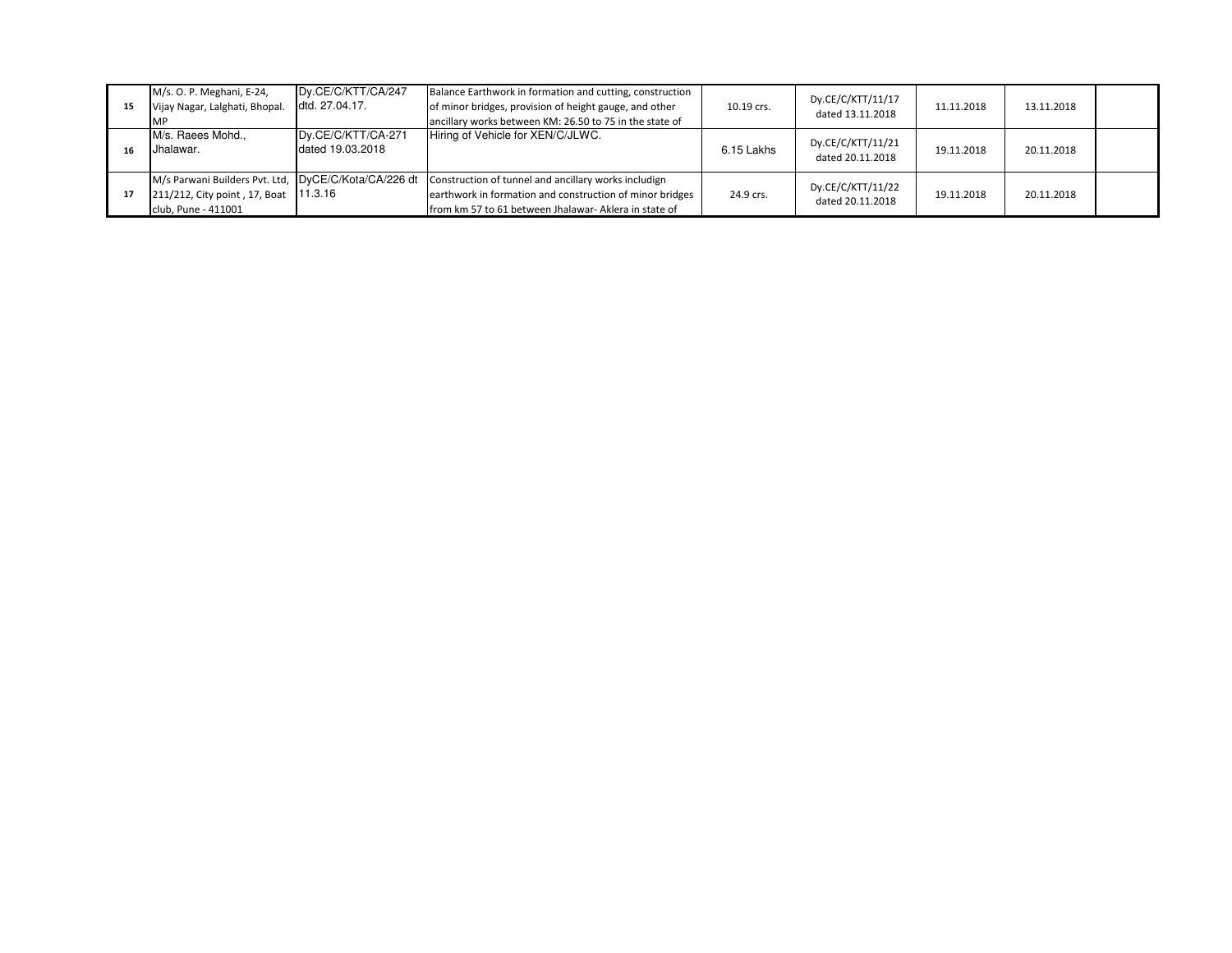| | | | | | | | | |
|---|---|---|---|---|---|---|---|---|
| 15 | M/s. O. P. Meghani, E-24, Vijay Nagar, Lalghati, Bhopal. MP | Dy.CE/C/KTT/CA/247 dtd. 27.04.17. | Balance Earthwork in formation and cutting, construction of minor bridges, provision of height gauge, and other ancillary works between KM: 26.50 to 75 in the state of | 10.19 crs. | Dy.CE/C/KTT/11/17 dated 13.11.2018 | 11.11.2018 | 13.11.2018 | |
| 16 | M/s. Raees Mohd., Jhalawar. | Dy.CE/C/KTT/CA-271 dated 19.03.2018 | Hiring of Vehicle for XEN/C/JLWC. | 6.15 Lakhs | Dy.CE/C/KTT/11/21 dated 20.11.2018 | 19.11.2018 | 20.11.2018 | |
| 17 | M/s Parwani Builders Pvt. Ltd, 211/212, City point , 17, Boat club, Pune - 411001 | DyCE/C/Kota/CA/226 dt 11.3.16 | Construction of tunnel and ancillary works includign earthwork in formation and construction of minor bridges from km 57 to 61 between Jhalawar- Aklera in state of | 24.9 crs. | Dy.CE/C/KTT/11/22 dated 20.11.2018 | 19.11.2018 | 20.11.2018 | |